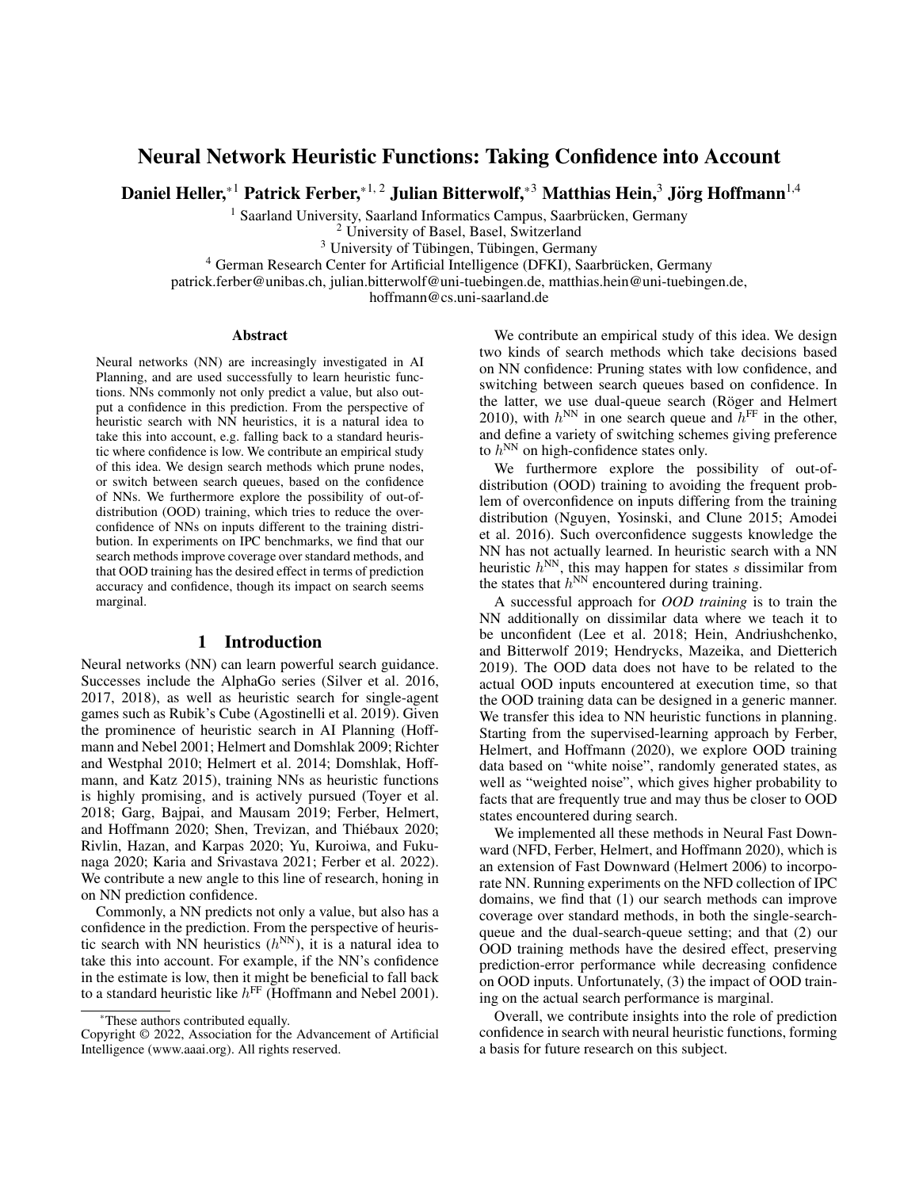# Neural Network Heuristic Functions: Taking Confidence into Account

**Daniel Heller,*[1] Patrick Ferber,*[1,2] Julian Bitterwolf,*[3] Matthias Hein,[3] Jörg Hoffmann[1,4]**

[1] Saarland University, Saarland Informatics Campus, Saarbrücken, Germany
[2] University of Basel, Basel, Switzerland
[3] University of Tübingen, Tübingen, Germany
[4] German Research Center for Artificial Intelligence (DFKI), Saarbrücken, Germany
patrick.ferber@unibas.ch, julian.bitterwolf@uni-tuebingen.de, matthias.hein@uni-tuebingen.de, hoffmann@cs.uni-saarland.de

## Abstract

Neural networks (NN) are increasingly investigated in AI Planning, and are used successfully to learn heuristic functions. NNs commonly not only predict a value, but also output a confidence in this prediction. From the perspective of heuristic search with NN heuristics, it is a natural idea to take this into account, e.g. falling back to a standard heuristic where confidence is low. We contribute an empirical study of this idea. We design search methods which prune nodes, or switch between search queues, based on the confidence of NNs. We furthermore explore the possibility of out-of-distribution (OOD) training, which tries to reduce the overconfidence of NNs on inputs different to the training distribution. In experiments on IPC benchmarks, we find that our search methods improve coverage over standard methods, and that OOD training has the desired effect in terms of prediction accuracy and confidence, though its impact on search seems marginal.

## 1 Introduction

Neural networks (NN) can learn powerful search guidance. Successes include the AlphaGo series (Silver et al. 2016, 2017, 2018), as well as heuristic search for single-agent games such as Rubik's Cube (Agostinelli et al. 2019). Given the prominence of heuristic search in AI Planning (Hoffmann and Nebel 2001; Helmert and Domshlak 2009; Richter and Westphal 2010; Helmert et al. 2014; Domshlak, Hoffmann, and Katz 2015), training NNs as heuristic functions is highly promising, and is actively pursued (Toyer et al. 2018; Garg, Bajpai, and Mausam 2019; Ferber, Helmert, and Hoffmann 2020; Shen, Trevizan, and Thiébaux 2020; Rivlin, Hazan, and Karpas 2020; Yu, Kuroiwa, and Fukunaga 2020; Karia and Srivastava 2021; Ferber et al. 2022). We contribute a new angle to this line of research, honing in on NN prediction confidence.

Commonly, a NN predicts not only a value, but also has a confidence in the prediction. From the perspective of heuristic search with NN heuristics ($h^{\text{NN}}$), it is a natural idea to take this into account. For example, if the NN's confidence in the estimate is low, then it might be beneficial to fall back to a standard heuristic like $h^{\text{FF}}$ (Hoffmann and Nebel 2001).

We contribute an empirical study of this idea. We design two kinds of search methods which take decisions based on NN confidence: Pruning states with low confidence, and switching between search queues based on confidence. In the latter, we use dual-queue search (Röger and Helmert 2010), with $h^{\text{NN}}$ in one search queue and $h^{\text{FF}}$ in the other, and define a variety of switching schemes giving preference to $h^{\text{NN}}$ on high-confidence states only.

We furthermore explore the possibility of out-of-distribution (OOD) training to avoiding the frequent problem of overconfidence on inputs differing from the training distribution (Nguyen, Yosinski, and Clune 2015; Amodei et al. 2016). Such overconfidence suggests knowledge the NN has not actually learned. In heuristic search with a NN heuristic $h^{\text{NN}}$, this may happen for states $s$ dissimilar from the states that $h^{\text{NN}}$ encountered during training.

A successful approach for *OOD training* is to train the NN additionally on dissimilar data where we teach it to be unconfident (Lee et al. 2018; Hein, Andriushchenko, and Bitterwolf 2019; Hendrycks, Mazeika, and Dietterich 2019). The OOD data does not have to be related to the actual OOD inputs encountered at execution time, so that the OOD training data can be designed in a generic manner. We transfer this idea to NN heuristic functions in planning. Starting from the supervised-learning approach by Ferber, Helmert, and Hoffmann (2020), we explore OOD training data based on "white noise", randomly generated states, as well as "weighted noise", which gives higher probability to facts that are frequently true and may thus be closer to OOD states encountered during search.

We implemented all these methods in Neural Fast Downward (NFD, Ferber, Helmert, and Hoffmann 2020), which is an extension of Fast Downward (Helmert 2006) to incorporate NN. Running experiments on the NFD collection of IPC domains, we find that (1) our search methods can improve coverage over standard methods, in both the single-search-queue and the dual-search-queue setting; and that (2) our OOD training methods have the desired effect, preserving prediction-error performance while decreasing confidence on OOD inputs. Unfortunately, (3) the impact of OOD training on the actual search performance is marginal.

Overall, we contribute insights into the role of prediction confidence in search with neural heuristic functions, forming a basis for future research on this subject.

*These authors contributed equally.
Copyright © 2022, Association for the Advancement of Artificial Intelligence (www.aaai.org). All rights reserved.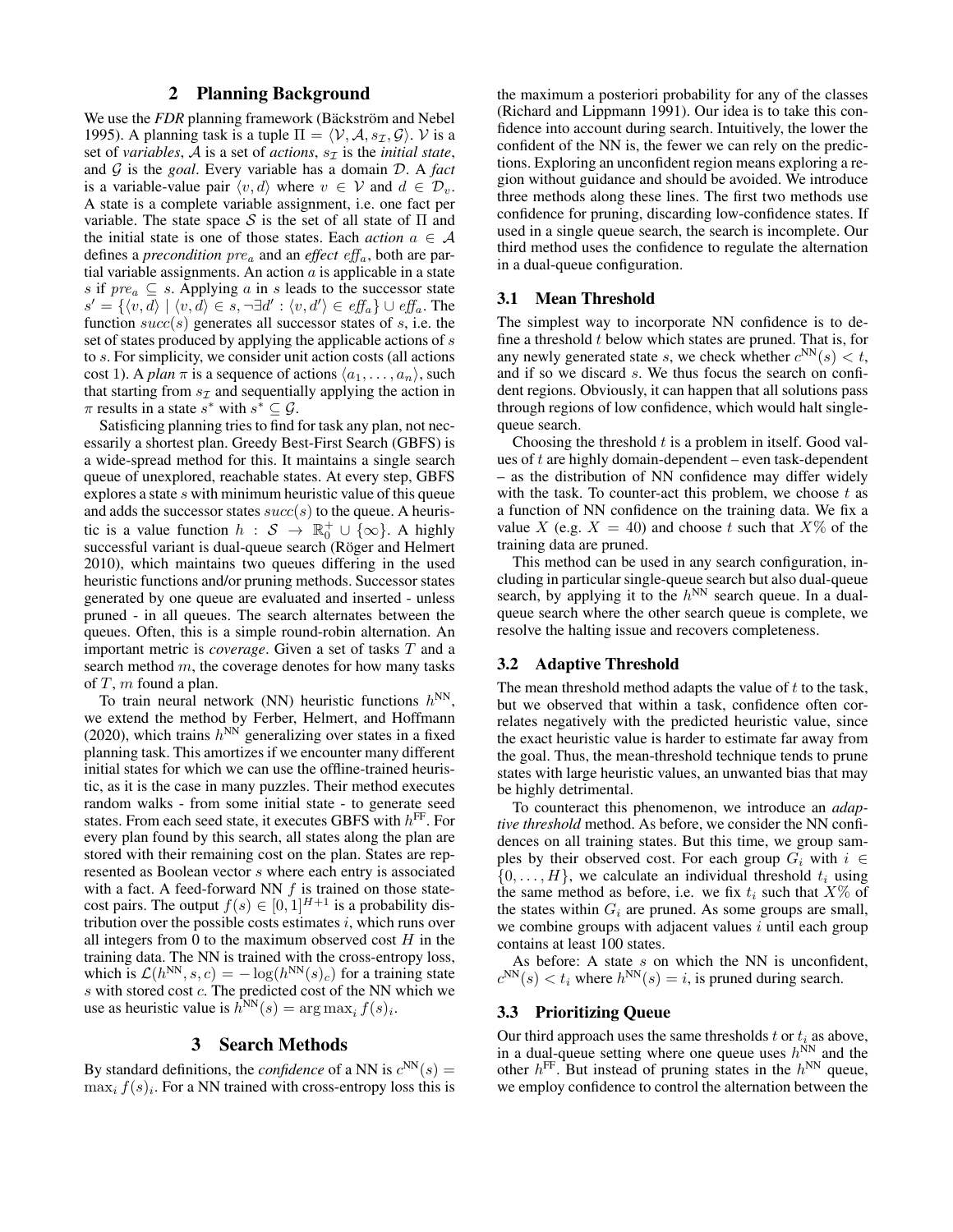## 2 Planning Background

We use the *FDR* planning framework (Bäckström and Nebel 1995). A planning task is a tuple $\Pi = \langle \mathcal{V}, \mathcal{A}, s_{\mathcal{I}}, \mathcal{G} \rangle$. $\mathcal{V}$ is a set of *variables*, $\mathcal{A}$ is a set of *actions*, $s_{\mathcal{I}}$ is the *initial state*, and $\mathcal{G}$ is the *goal*. Every variable has a domain $\mathcal{D}$. A *fact* is a variable-value pair $\langle v, d \rangle$ where $v \in \mathcal{V}$ and $d \in \mathcal{D}_v$. A state is a complete variable assignment, i.e. one fact per variable. The state space $\mathcal{S}$ is the set of all state of $\Pi$ and the initial state is one of those states. Each *action* $a \in \mathcal{A}$ defines a *precondition* $pre_a$ and an *effect* $eff_a$, both are partial variable assignments. An action $a$ is applicable in a state $s$ if $pre_a \subseteq s$. Applying $a$ in $s$ leads to the successor state $s' = \{\langle v, d \rangle \mid \langle v, d \rangle \in s, \neg \exists d' : \langle v, d' \rangle \in eff_a\} \cup eff_a$. The function $succ(s)$ generates all successor states of $s$, i.e. the set of states produced by applying the applicable actions of $s$ to $s$. For simplicity, we consider unit action costs (all actions cost 1). A *plan* $\pi$ is a sequence of actions $\langle a_1, \dots, a_n \rangle$, such that starting from $s_{\mathcal{I}}$ and sequentially applying the action in $\pi$ results in a state $s^*$ with $s^* \subseteq \mathcal{G}$.

Satisficing planning tries to find for task any plan, not necessarily a shortest plan. Greedy Best-First Search (GBFS) is a wide-spread method for this. It maintains a single search queue of unexplored, reachable states. At every step, GBFS explores a state $s$ with minimum heuristic value of this queue and adds the successor states $succ(s)$ to the queue. A heuristic is a value function $h : \mathcal{S} \rightarrow \mathbb{R}_0^+ \cup \{\infty\}$. A highly successful variant is dual-queue search (Röger and Helmert 2010), which maintains two queues differing in the used heuristic functions and/or pruning methods. Successor states generated by one queue are evaluated and inserted - unless pruned - in all queues. The search alternates between the queues. Often, this is a simple round-robin alternation. An important metric is *coverage*. Given a set of tasks $T$ and a search method $m$, the coverage denotes for how many tasks of $T$, $m$ found a plan.

To train neural network (NN) heuristic functions $h^{\text{NN}}$, we extend the method by Ferber, Helmert, and Hoffmann (2020), which trains $h^{\text{NN}}$ generalizing over states in a fixed planning task. This amortizes if we encounter many different initial states for which we can use the offline-trained heuristic, as it is the case in many puzzles. Their method executes random walks - from some initial state - to generate seed states. From each seed state, it executes GBFS with $h^{\text{FF}}$. For every plan found by this search, all states along the plan are stored with their remaining cost on the plan. States are represented as Boolean vector $s$ where each entry is associated with a fact. A feed-forward NN $f$ is trained on those state-cost pairs. The output $f(s) \in [0, 1]^{H+1}$ is a probability distribution over the possible costs estimates $i$, which runs over all integers from 0 to the maximum observed cost $H$ in the training data. The NN is trained with the cross-entropy loss, which is $\mathcal{L}(h^{\text{NN}}, s, c) = -\log(h^{\text{NN}}(s)_c)$ for a training state $s$ with stored cost $c$. The predicted cost of the NN which we use as heuristic value is $h^{\text{NN}}(s) = \arg\max_i f(s)_i$.

## 3 Search Methods

By standard definitions, the *confidence* of a NN is $c^{\text{NN}}(s) = \max_i f(s)_i$. For a NN trained with cross-entropy loss this is the maximum a posteriori probability for any of the classes (Richard and Lippmann 1991). Our idea is to take this confidence into account during search. Intuitively, the lower the confident of the NN is, the fewer we can rely on the predictions. Exploring an unconfident region means exploring a region without guidance and should be avoided. We introduce three methods along these lines. The first two methods use confidence for pruning, discarding low-confidence states. If used in a single queue search, the search is incomplete. Our third method uses the confidence to regulate the alternation in a dual-queue configuration.

### 3.1 Mean Threshold

The simplest way to incorporate NN confidence is to define a threshold $t$ below which states are pruned. That is, for any newly generated state $s$, we check whether $c^{\text{NN}}(s) < t$, and if so we discard $s$. We thus focus the search on confident regions. Obviously, it can happen that all solutions pass through regions of low confidence, which would halt single-queue search.

Choosing the threshold $t$ is a problem in itself. Good values of $t$ are highly domain-dependent – even task-dependent – as the distribution of NN confidence may differ widely with the task. To counter-act this problem, we choose $t$ as a function of NN confidence on the training data. We fix a value $X$ (e.g. $X = 40$) and choose $t$ such that $X\%$ of the training data are pruned.

This method can be used in any search configuration, including in particular single-queue search but also dual-queue search, by applying it to the $h^{\text{NN}}$ search queue. In a dual-queue search where the other search queue is complete, we resolve the halting issue and recovers completeness.

### 3.2 Adaptive Threshold

The mean threshold method adapts the value of $t$ to the task, but we observed that within a task, confidence often correlates negatively with the predicted heuristic value, since the exact heuristic value is harder to estimate far away from the goal. Thus, the mean-threshold technique tends to prune states with large heuristic values, an unwanted bias that may be highly detrimental.

To counteract this phenomenon, we introduce an *adaptive threshold* method. As before, we consider the NN confidences on all training states. But this time, we group samples by their observed cost. For each group $G_i$ with $i \in \{0, \dots, H\}$, we calculate an individual threshold $t_i$ using the same method as before, i.e. we fix $t_i$ such that $X\%$ of the states within $G_i$ are pruned. As some groups are small, we combine groups with adjacent values $i$ until each group contains at least 100 states.

As before: A state $s$ on which the NN is unconfident, $c^{\text{NN}}(s) < t_i$ where $h^{\text{NN}}(s) = i$, is pruned during search.

### 3.3 Prioritizing Queue

Our third approach uses the same thresholds $t$ or $t_i$ as above, in a dual-queue setting where one queue uses $h^{\text{NN}}$ and the other $h^{\text{FF}}$. But instead of pruning states in the $h^{\text{NN}}$ queue, we employ confidence to control the alternation between the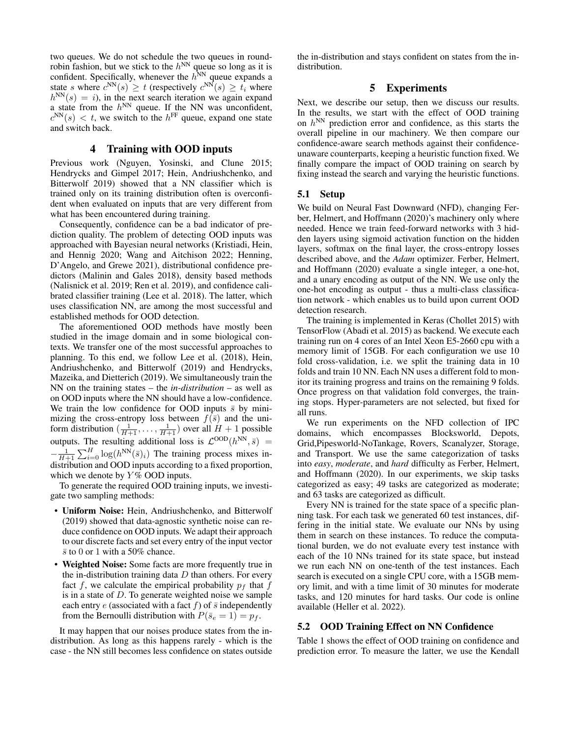two queues. We do not schedule the two queues in round-robin fashion, but we stick to the $h^{\text{NN}}$ queue so long as it is confident. Specifically, whenever the $h^{\text{NN}}$ queue expands a state $s$ where $c^{\text{NN}}(s) \geq t$ (respectively $c^{\text{NN}}(s) \geq t_i$ where $h^{\text{NN}}(s) = i$), in the next search iteration we again expand a state from the $h^{\text{NN}}$ queue. If the NN was unconfident, $c^{\text{NN}}(s) < t$, we switch to the $h^{\text{FF}}$ queue, expand one state and switch back.

## 4 Training with OOD inputs

Previous work (Nguyen, Yosinski, and Clune 2015; Hendrycks and Gimpel 2017; Hein, Andriushchenko, and Bitterwolf 2019) showed that a NN classifier which is trained only on its training distribution often is overconfident when evaluated on inputs that are very different from what has been encountered during training.

Consequently, confidence can be a bad indicator of prediction quality. The problem of detecting OOD inputs was approached with Bayesian neural networks (Kristiadi, Hein, and Hennig 2020; Wang and Aitchison 2022; Henning, D'Angelo, and Grewe 2021), distributional confidence predictors (Malinin and Gales 2018), density based methods (Nalisnick et al. 2019; Ren et al. 2019), and confidence calibrated classifier training (Lee et al. 2018). The latter, which uses classification NN, are among the most successful and established methods for OOD detection.

The aforementioned OOD methods have mostly been studied in the image domain and in some biological contexts. We transfer one of the most successful approaches to planning. To this end, we follow Lee et al. (2018), Hein, Andriushchenko, and Bitterwolf (2019) and Hendrycks, Mazeika, and Dietterich (2019). We simultaneously train the NN on the training states – the *in-distribution* – as well as on OOD inputs where the NN should have a low-confidence. We train the low confidence for OOD inputs $\bar{s}$ by minimizing the cross-entropy loss between $f(\bar{s})$ and the uniform distribution $(\frac{1}{H+1}, \ldots, \frac{1}{H+1})$ over all $H+1$ possible outputs. The resulting additional loss is $\mathcal{L}^{\text{OOD}}(h^{\text{NN}}, \bar{s}) = -\frac{1}{H+1}\sum_{i=0}^{H} \log(h^{\text{NN}}(\bar{s})_i)$ The training process mixes in-distribution and OOD inputs according to a fixed proportion, which we denote by $Y\%$ OOD inputs.

To generate the required OOD training inputs, we investigate two sampling methods:

- **Uniform Noise:** Hein, Andriushchenko, and Bitterwolf (2019) showed that data-agnostic synthetic noise can reduce confidence on OOD inputs. We adapt their approach to our discrete facts and set every entry of the input vector $\bar{s}$ to 0 or 1 with a 50% chance.
- **Weighted Noise:** Some facts are more frequently true in the in-distribution training data $D$ than others. For every fact $f$, we calculate the empirical probability $p_f$ that $f$ is in a state of $D$. To generate weighted noise we sample each entry $e$ (associated with a fact $f$) of $\bar{s}$ independently from the Bernoulli distribution with $P(\bar{s}_e = 1) = p_f$.

It may happen that our noises produce states from the in-distribution. As long as this happens rarely - which is the case - the NN still becomes less confidence on states outside the in-distribution and stays confident on states from the in-distribution.

## 5 Experiments

Next, we describe our setup, then we discuss our results. In the results, we start with the effect of OOD training on $h^{\text{NN}}$ prediction error and confidence, as this starts the overall pipeline in our machinery. We then compare our confidence-aware search methods against their confidence-unaware counterparts, keeping a heuristic function fixed. We finally compare the impact of OOD training on search by fixing instead the search and varying the heuristic functions.

### 5.1 Setup

We build on Neural Fast Downward (NFD), changing Ferber, Helmert, and Hoffmann (2020)'s machinery only where needed. Hence we train feed-forward networks with 3 hidden layers using sigmoid activation function on the hidden layers, softmax on the final layer, the cross-entropy losses described above, and the *Adam* optimizer. Ferber, Helmert, and Hoffmann (2020) evaluate a single integer, a one-hot, and a unary encoding as output of the NN. We use only the one-hot encoding as output - thus a multi-class classification network - which enables us to build upon current OOD detection research.

The training is implemented in Keras (Chollet 2015) with TensorFlow (Abadi et al. 2015) as backend. We execute each training run on 4 cores of an Intel Xeon E5-2660 cpu with a memory limit of 15GB. For each configuration we use 10 fold cross-validation, i.e. we split the training data in 10 folds and train 10 NN. Each NN uses a different fold to monitor its training progress and trains on the remaining 9 folds. Once progress on that validation fold converges, the training stops. Hyper-parameters are not selected, but fixed for all runs.

We run experiments on the NFD collection of IPC domains, which encompasses Blocksworld, Depots, Grid,Pipesworld-NoTankage, Rovers, Scanalyzer, Storage, and Transport. We use the same categorization of tasks into *easy*, *moderate*, and *hard* difficulty as Ferber, Helmert, and Hoffmann (2020). In our experiments, we skip tasks categorized as easy; 49 tasks are categorized as moderate; and 63 tasks are categorized as difficult.

Every NN is trained for the state space of a specific planning task. For each task we generated 60 test instances, differing in the initial state. We evaluate our NNs by using them in search on these instances. To reduce the computational burden, we do not evaluate every test instance with each of the 10 NNs trained for its state space, but instead we run each NN on one-tenth of the test instances. Each search is executed on a single CPU core, with a 15GB memory limit, and with a time limit of 30 minutes for moderate tasks, and 120 minutes for hard tasks. Our code is online available (Heller et al. 2022).

### 5.2 OOD Training Effect on NN Confidence

Table 1 shows the effect of OOD training on confidence and prediction error. To measure the latter, we use the Kendall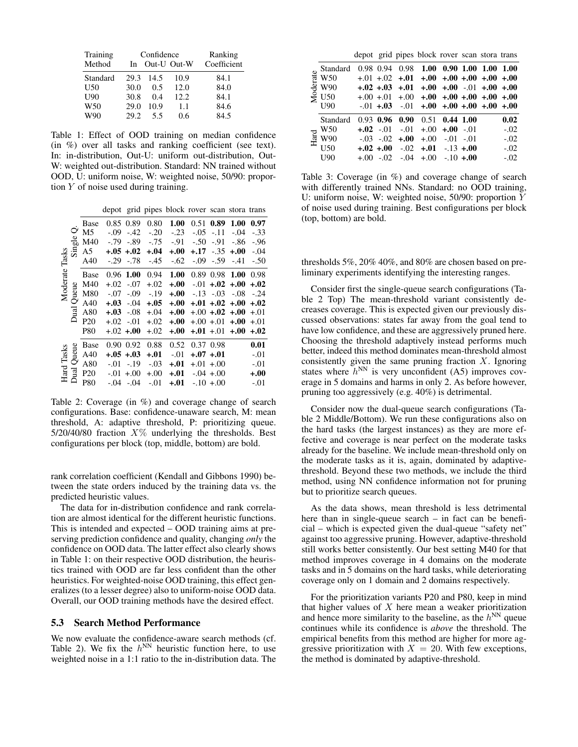| Training Method | Confidence In | Out-U | Out-W | Ranking Coefficient |
|---|---|---|---|---|
| Standard | 29.3 | 14.5 | 10.9 | 84.1 |
| U50 | 30.0 | 0.5 | 12.0 | 84.0 |
| U90 | 30.8 | 0.4 | 12.2 | 84.1 |
| W50 | 29.0 | 10.9 | 1.1 | 84.6 |
| W90 | 29.2 | 5.5 | 0.6 | 84.5 |

Table 1: Effect of OOD training on median confidence (in %) over all tasks and ranking coefficient (see text). In: in-distribution, Out-U: uniform out-distribution, Out-W: weighted out-distribution. Standard: NN trained without OOD, U: uniform noise, W: weighted noise, 50/90: proportion $Y$ of noise used during training.

| | | | depot | grid | pipes | block | rover | scan | stora | trans |
|---|---|---|---|---|---|---|---|---|---|---|
| Moderate Tasks | Single Q. | Base | 0.85 | 0.89 | 0.80 | **1.00** | 0.51 | **0.89** | **1.00** | **0.97** |
| | | M5 | -.09 | -.42 | -.20 | -.23 | -.05 | -.11 | -.04 | -.33 |
| | | M40 | -.79 | -.89 | -.75 | -.91 | -.50 | -.91 | -.86 | -.96 |
| | | A5 | **+.05** | **+.02** | **+.04** | **+.00** | **+.17** | -.35 | **+.00** | -.04 |
| | | A40 | -.29 | -.78 | -.45 | -.62 | -.09 | -.59 | -.41 | -.50 |
| | Dual Queue | Base | 0.96 | **1.00** | 0.94 | **1.00** | 0.89 | 0.98 | **1.00** | 0.98 |
| | | M40 | +.02 | -.07 | +.02 | **+.00** | -.01 | **+.02** | **+.00** | **+.02** |
| | | M80 | -.07 | -.09 | -.19 | **+.00** | -.13 | -.03 | -.08 | -.24 |
| | | A40 | **+.03** | -.04 | **+.05** | **+.00** | **+.01** | **+.02** | **+.00** | **+.02** |
| | | A80 | **+.03** | -.08 | +.04 | **+.00** | +.00 | **+.02** | **+.00** | +.01 |
| | | P20 | +.02 | -.01 | +.02 | **+.00** | +.00 | +.01 | **+.00** | +.01 |
| | | P80 | +.02 | **+.00** | +.02 | **+.00** | **+.01** | +.01 | **+.00** | **+.02** |
| Hard Tasks | Dual Queue | Base | 0.90 | 0.92 | 0.88 | 0.52 | 0.37 | 0.98 | | **0.01** |
| | | A40 | **+.05** | **+.03** | **+.01** | -.01 | **+.07** | **+.01** | | -.01 |
| | | A80 | -.01 | -.19 | -.03 | **+.01** | +.01 | +.00 | | -.01 |
| | | P20 | -.01 | +.00 | +.00 | **+.01** | -.04 | +.00 | | **+.00** |
| | | P80 | -.04 | -.04 | -.01 | **+.01** | -.10 | +.00 | | -.01 |

Table 2: Coverage (in %) and coverage change of search configurations. Base: confidence-unaware search, M: mean threshold, A: adaptive threshold, P: prioritizing queue. 5/20/40/80 fraction $X$% underlying the thresholds. Best configurations per block (top, middle, bottom) are bold.

rank correlation coefficient (Kendall and Gibbons 1990) between the state orders induced by the training data vs. the predicted heuristic values.

The data for in-distribution confidence and rank correlation are almost identical for the different heuristic functions. This is intended and expected – OOD training aims at preserving prediction confidence and quality, changing *only* the confidence on OOD data. The latter effect also clearly shows in Table 1: on their respective OOD distribution, the heuristics trained with OOD are far less confident than the other heuristics. For weighted-noise OOD training, this effect generalizes (to a lesser degree) also to uniform-noise OOD data. Overall, our OOD training methods have the desired effect.

### 5.3 Search Method Performance

We now evaluate the confidence-aware search methods (cf. Table 2). We fix the $h^{\text{NN}}$ heuristic function here, to use weighted noise in a 1:1 ratio to the in-distribution data. The

| | | depot | grid | pipes | block | rover | scan | stora | trans |
|---|---|---|---|---|---|---|---|---|---|
| Moderate | Standard | 0.98 | 0.94 | 0.98 | **1.00** | **0.90** | **1.00** | **1.00** | **1.00** |
| | W50 | +.01 | +.02 | **+.01** | **+.00** | **+.00** | **+.00** | **+.00** | **+.00** |
| | W90 | **+.02** | **+.03** | **+.01** | **+.00** | **+.00** | -.01 | **+.00** | **+.00** |
| | U50 | +.00 | +.01 | +.00 | **+.00** | **+.00** | **+.00** | **+.00** | **+.00** |
| | U90 | -.01 | **+.03** | -.01 | **+.00** | **+.00** | **+.00** | **+.00** | **+.00** |
| Hard | Standard | 0.93 | **0.96** | **0.90** | 0.51 | **0.44** | **1.00** | | **0.02** |
| | W50 | **+.02** | -.01 | -.01 | +.00 | **+.00** | -.01 | | -.02 |
| | W90 | -.03 | -.02 | **+.00** | +.00 | -.01 | -.01 | | -.02 |
| | U50 | **+.02** | **+.00** | -.02 | **+.01** | -.13 | **+.00** | | -.02 |
| | U90 | +.00 | -.02 | -.04 | +.00 | -.10 | **+.00** | | -.02 |

Table 3: Coverage (in %) and coverage change of search with differently trained NNs. Standard: no OOD training, U: uniform noise, W: weighted noise, 50/90: proportion $Y$ of noise used during training. Best configurations per block (top, bottom) are bold.

thresholds 5%, 20% 40%, and 80% are chosen based on preliminary experiments identifying the interesting ranges.

Consider first the single-queue search configurations (Table 2 Top) The mean-threshold variant consistently decreases coverage. This is expected given our previously discussed observations: states far away from the goal tend to have low confidence, and these are aggressively pruned here. Choosing the threshold adaptively instead performs much better, indeed this method dominates mean-threshold almost consistently given the same pruning fraction $X$. Ignoring states where $h^{\text{NN}}$ is very unconfident (A5) improves coverage in 5 domains and harms in only 2. As before however, pruning too aggressively (e.g. 40%) is detrimental.

Consider now the dual-queue search configurations (Table 2 Middle/Bottom). We run these configurations also on the hard tasks (the largest instances) as they are more effective and coverage is near perfect on the moderate tasks already for the baseline. We include mean-threshold only on the moderate tasks as it is, again, dominated by adaptive-threshold. Beyond these two methods, we include the third method, using NN confidence information not for pruning but to prioritize search queues.

As the data shows, mean threshold is less detrimental here than in single-queue search – in fact can be beneficial – which is expected given the dual-queue "safety net" against too aggressive pruning. However, adaptive-threshold still works better consistently. Our best setting M40 for that method improves coverage in 4 domains on the moderate tasks and in 5 domains on the hard tasks, while deteriorating coverage only on 1 domain and 2 domains respectively.

For the prioritization variants P20 and P80, keep in mind that higher values of $X$ here mean a weaker prioritization and hence more similarity to the baseline, as the $h^{\text{NN}}$ queue continues while its confidence is *above* the threshold. The empirical benefits from this method are higher for more aggressive prioritization with $X = 20$. With few exceptions, the method is dominated by adaptive-threshold.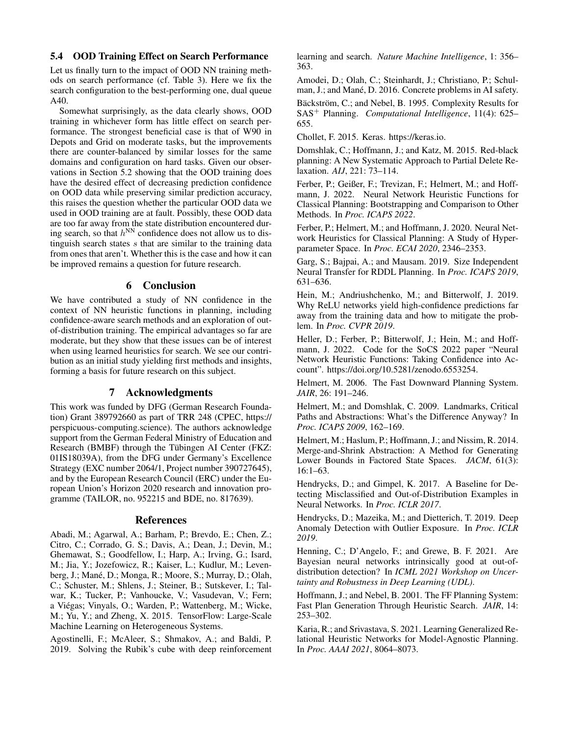### 5.4 OOD Training Effect on Search Performance

Let us finally turn to the impact of OOD NN training methods on search performance (cf. Table 3). Here we fix the search configuration to the best-performing one, dual queue A40.

Somewhat surprisingly, as the data clearly shows, OOD training in whichever form has little effect on search performance. The strongest beneficial case is that of W90 in Depots and Grid on moderate tasks, but the improvements there are counter-balanced by similar losses for the same domains and configuration on hard tasks. Given our observations in Section 5.2 showing that the OOD training does have the desired effect of decreasing prediction confidence on OOD data while preserving similar prediction accuracy, this raises the question whether the particular OOD data we used in OOD training are at fault. Possibly, these OOD data are too far away from the state distribution encountered during search, so that $h^{\text{NN}}$ confidence does not allow us to distinguish search states $s$ that are similar to the training data from ones that aren't. Whether this is the case and how it can be improved remains a question for future research.

## 6 Conclusion

We have contributed a study of NN confidence in the context of NN heuristic functions in planning, including confidence-aware search methods and an exploration of out-of-distribution training. The empirical advantages so far are moderate, but they show that these issues can be of interest when using learned heuristics for search. We see our contribution as an initial study yielding first methods and insights, forming a basis for future research on this subject.

## 7 Acknowledgments

This work was funded by DFG (German Research Foundation) Grant 389792660 as part of TRR 248 (CPEC, https://perspicuous-computing.science). The authors acknowledge support from the German Federal Ministry of Education and Research (BMBF) through the Tübingen AI Center (FKZ: 01IS18039A), from the DFG under Germany's Excellence Strategy (EXC number 2064/1, Project number 390727645), and by the European Research Council (ERC) under the European Union's Horizon 2020 research and innovation programme (TAILOR, no. 952215 and BDE, no. 817639).

## References

Abadi, M.; Agarwal, A.; Barham, P.; Brevdo, E.; Chen, Z.; Citro, C.; Corrado, G. S.; Davis, A.; Dean, J.; Devin, M.; Ghemawat, S.; Goodfellow, I.; Harp, A.; Irving, G.; Isard, M.; Jia, Y.; Jozefowicz, R.; Kaiser, L.; Kudlur, M.; Levenberg, J.; Mané, D.; Monga, R.; Moore, S.; Murray, D.; Olah, C.; Schuster, M.; Shlens, J.; Steiner, B.; Sutskever, I.; Talwar, K.; Tucker, P.; Vanhoucke, V.; Vasudevan, V.; Fern; a Viégas; Vinyals, O.; Warden, P.; Wattenberg, M.; Wicke, M.; Yu, Y.; and Zheng, X. 2015. TensorFlow: Large-Scale Machine Learning on Heterogeneous Systems.

Agostinelli, F.; McAleer, S.; Shmakov, A.; and Baldi, P. 2019. Solving the Rubik's cube with deep reinforcement learning and search. *Nature Machine Intelligence*, 1: 356–363.

Amodei, D.; Olah, C.; Steinhardt, J.; Christiano, P.; Schulman, J.; and Mané, D. 2016. Concrete problems in AI safety.

Bäckström, C.; and Nebel, B. 1995. Complexity Results for SAS$^{+}$ Planning. *Computational Intelligence*, 11(4): 625–655.

Chollet, F. 2015. Keras. https://keras.io.

Domshlak, C.; Hoffmann, J.; and Katz, M. 2015. Red-black planning: A New Systematic Approach to Partial Delete Relaxation. *AIJ*, 221: 73–114.

Ferber, P.; Geißer, F.; Trevizan, F.; Helmert, M.; and Hoffmann, J. 2022. Neural Network Heuristic Functions for Classical Planning: Bootstrapping and Comparison to Other Methods. In *Proc. ICAPS 2022*.

Ferber, P.; Helmert, M.; and Hoffmann, J. 2020. Neural Network Heuristics for Classical Planning: A Study of Hyperparameter Space. In *Proc. ECAI 2020*, 2346–2353.

Garg, S.; Bajpai, A.; and Mausam. 2019. Size Independent Neural Transfer for RDDL Planning. In *Proc. ICAPS 2019*, 631–636.

Hein, M.; Andriushchenko, M.; and Bitterwolf, J. 2019. Why ReLU networks yield high-confidence predictions far away from the training data and how to mitigate the problem. In *Proc. CVPR 2019*.

Heller, D.; Ferber, P.; Bitterwolf, J.; Hein, M.; and Hoffmann, J. 2022. Code for the SoCS 2022 paper "Neural Network Heuristic Functions: Taking Confidence into Account". https://doi.org/10.5281/zenodo.6553254.

Helmert, M. 2006. The Fast Downward Planning System. *JAIR*, 26: 191–246.

Helmert, M.; and Domshlak, C. 2009. Landmarks, Critical Paths and Abstractions: What's the Difference Anyway? In *Proc. ICAPS 2009*, 162–169.

Helmert, M.; Haslum, P.; Hoffmann, J.; and Nissim, R. 2014. Merge-and-Shrink Abstraction: A Method for Generating Lower Bounds in Factored State Spaces. *JACM*, 61(3): 16:1–63.

Hendrycks, D.; and Gimpel, K. 2017. A Baseline for Detecting Misclassified and Out-of-Distribution Examples in Neural Networks. In *Proc. ICLR 2017*.

Hendrycks, D.; Mazeika, M.; and Dietterich, T. 2019. Deep Anomaly Detection with Outlier Exposure. In *Proc. ICLR 2019*.

Henning, C.; D'Angelo, F.; and Grewe, B. F. 2021. Are Bayesian neural networks intrinsically good at out-of-distribution detection? In *ICML 2021 Workshop on Uncertainty and Robustness in Deep Learning (UDL)*.

Hoffmann, J.; and Nebel, B. 2001. The FF Planning System: Fast Plan Generation Through Heuristic Search. *JAIR*, 14: 253–302.

Karia, R.; and Srivastava, S. 2021. Learning Generalized Relational Heuristic Networks for Model-Agnostic Planning. In *Proc. AAAI 2021*, 8064–8073.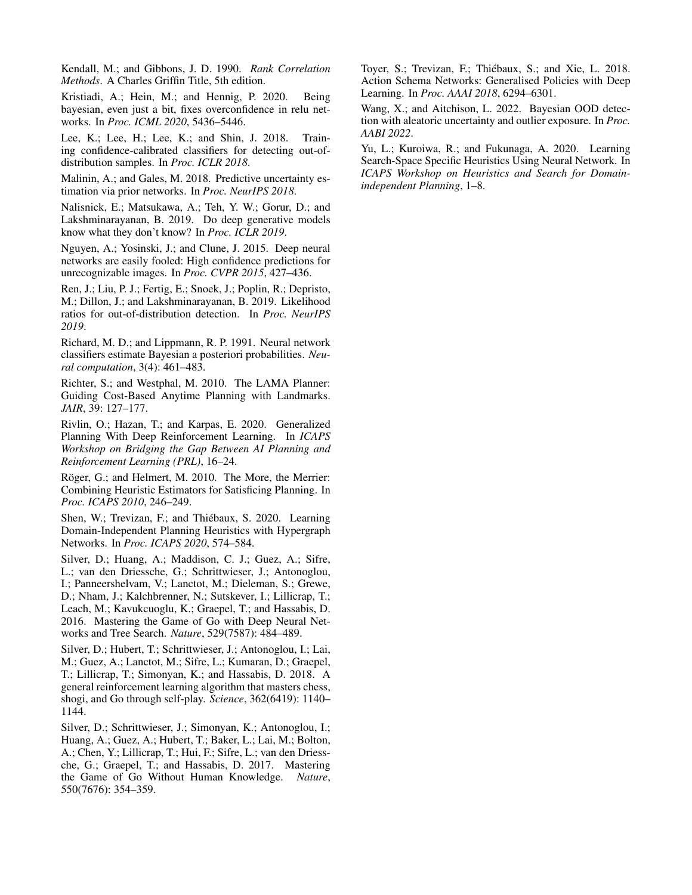Kendall, M.; and Gibbons, J. D. 1990. *Rank Correlation Methods*. A Charles Griffin Title, 5th edition.

Kristiadi, A.; Hein, M.; and Hennig, P. 2020. Being bayesian, even just a bit, fixes overconfidence in relu networks. In *Proc. ICML 2020*, 5436–5446.

Lee, K.; Lee, H.; Lee, K.; and Shin, J. 2018. Training confidence-calibrated classifiers for detecting out-of-distribution samples. In *Proc. ICLR 2018*.

Malinin, A.; and Gales, M. 2018. Predictive uncertainty estimation via prior networks. In *Proc. NeurIPS 2018*.

Nalisnick, E.; Matsukawa, A.; Teh, Y. W.; Gorur, D.; and Lakshminarayanan, B. 2019. Do deep generative models know what they don't know? In *Proc. ICLR 2019*.

Nguyen, A.; Yosinski, J.; and Clune, J. 2015. Deep neural networks are easily fooled: High confidence predictions for unrecognizable images. In *Proc. CVPR 2015*, 427–436.

Ren, J.; Liu, P. J.; Fertig, E.; Snoek, J.; Poplin, R.; Depristo, M.; Dillon, J.; and Lakshminarayanan, B. 2019. Likelihood ratios for out-of-distribution detection. In *Proc. NeurIPS 2019*.

Richard, M. D.; and Lippmann, R. P. 1991. Neural network classifiers estimate Bayesian a posteriori probabilities. *Neural computation*, 3(4): 461–483.

Richter, S.; and Westphal, M. 2010. The LAMA Planner: Guiding Cost-Based Anytime Planning with Landmarks. *JAIR*, 39: 127–177.

Rivlin, O.; Hazan, T.; and Karpas, E. 2020. Generalized Planning With Deep Reinforcement Learning. In *ICAPS Workshop on Bridging the Gap Between AI Planning and Reinforcement Learning (PRL)*, 16–24.

Röger, G.; and Helmert, M. 2010. The More, the Merrier: Combining Heuristic Estimators for Satisficing Planning. In *Proc. ICAPS 2010*, 246–249.

Shen, W.; Trevizan, F.; and Thiébaux, S. 2020. Learning Domain-Independent Planning Heuristics with Hypergraph Networks. In *Proc. ICAPS 2020*, 574–584.

Silver, D.; Huang, A.; Maddison, C. J.; Guez, A.; Sifre, L.; van den Driessche, G.; Schrittwieser, J.; Antonoglou, I.; Panneershelvam, V.; Lanctot, M.; Dieleman, S.; Grewe, D.; Nham, J.; Kalchbrenner, N.; Sutskever, I.; Lillicrap, T.; Leach, M.; Kavukcuoglu, K.; Graepel, T.; and Hassabis, D. 2016. Mastering the Game of Go with Deep Neural Networks and Tree Search. *Nature*, 529(7587): 484–489.

Silver, D.; Hubert, T.; Schrittwieser, J.; Antonoglou, I.; Lai, M.; Guez, A.; Lanctot, M.; Sifre, L.; Kumaran, D.; Graepel, T.; Lillicrap, T.; Simonyan, K.; and Hassabis, D. 2018. A general reinforcement learning algorithm that masters chess, shogi, and Go through self-play. *Science*, 362(6419): 1140–1144.

Silver, D.; Schrittwieser, J.; Simonyan, K.; Antonoglou, I.; Huang, A.; Guez, A.; Hubert, T.; Baker, L.; Lai, M.; Bolton, A.; Chen, Y.; Lillicrap, T.; Hui, F.; Sifre, L.; van den Driessche, G.; Graepel, T.; and Hassabis, D. 2017. Mastering the Game of Go Without Human Knowledge. *Nature*, 550(7676): 354–359.

Toyer, S.; Trevizan, F.; Thiébaux, S.; and Xie, L. 2018. Action Schema Networks: Generalised Policies with Deep Learning. In *Proc. AAAI 2018*, 6294–6301.

Wang, X.; and Aitchison, L. 2022. Bayesian OOD detection with aleatoric uncertainty and outlier exposure. In *Proc. AABI 2022*.

Yu, L.; Kuroiwa, R.; and Fukunaga, A. 2020. Learning Search-Space Specific Heuristics Using Neural Network. In *ICAPS Workshop on Heuristics and Search for Domain-independent Planning*, 1–8.